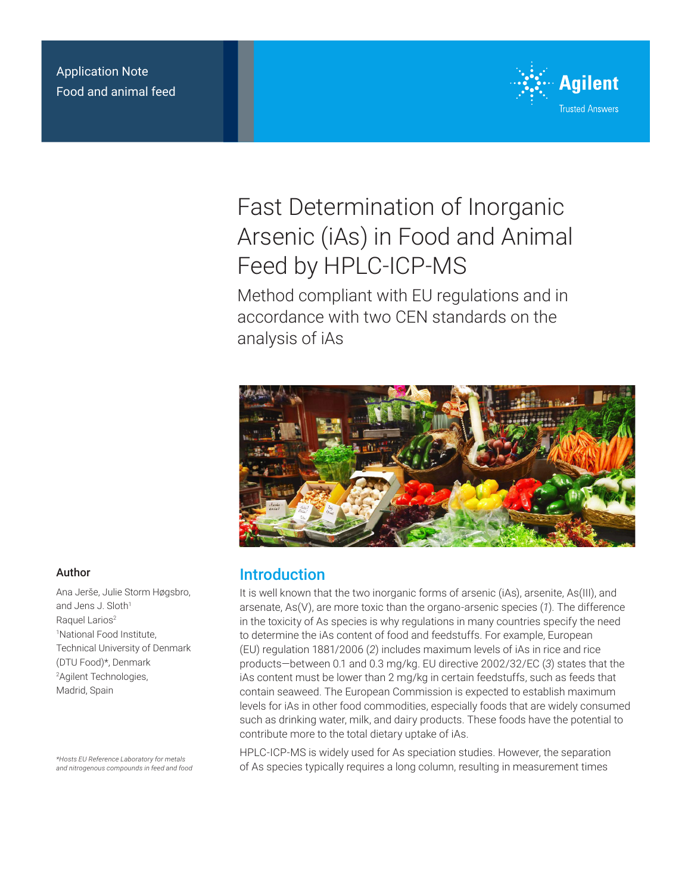Application Note
Food and animal feed

# Fast Determination of Inorganic Arsenic (iAs) in Food and Animal Feed by HPLC-ICP-MS

## Method compliant with EU regulations and in accordance with two CEN standards on the analysis of iAs

### Author

Ana Jerše, Julie Storm Høgsbro, and Jens J. Sloth[1]
Raquel Larios[2]
[1]National Food Institute, Technical University of Denmark (DTU Food)*, Denmark
[2]Agilent Technologies, Madrid, Spain

*Hosts EU Reference Laboratory for metals and nitrogenous compounds in feed and food*

## Introduction

It is well known that the two inorganic forms of arsenic (iAs), arsenite, As(III), and arsenate, As(V), are more toxic than the organo-arsenic species (*1*). The difference in the toxicity of As species is why regulations in many countries specify the need to determine the iAs content of food and feedstuffs. For example, European (EU) regulation 1881/2006 (2) includes maximum levels of iAs in rice and rice products—between 0.1 and 0.3 mg/kg. EU directive 2002/32/EC (*3*) states that the iAs content must be lower than 2 mg/kg in certain feedstuffs, such as feeds that contain seaweed. The European Commission is expected to establish maximum levels for iAs in other food commodities, especially foods that are widely consumed such as drinking water, milk, and dairy products. These foods have the potential to contribute more to the total dietary uptake of iAs.

HPLC-ICP-MS is widely used for As speciation studies. However, the separation of As species typically requires a long column, resulting in measurement times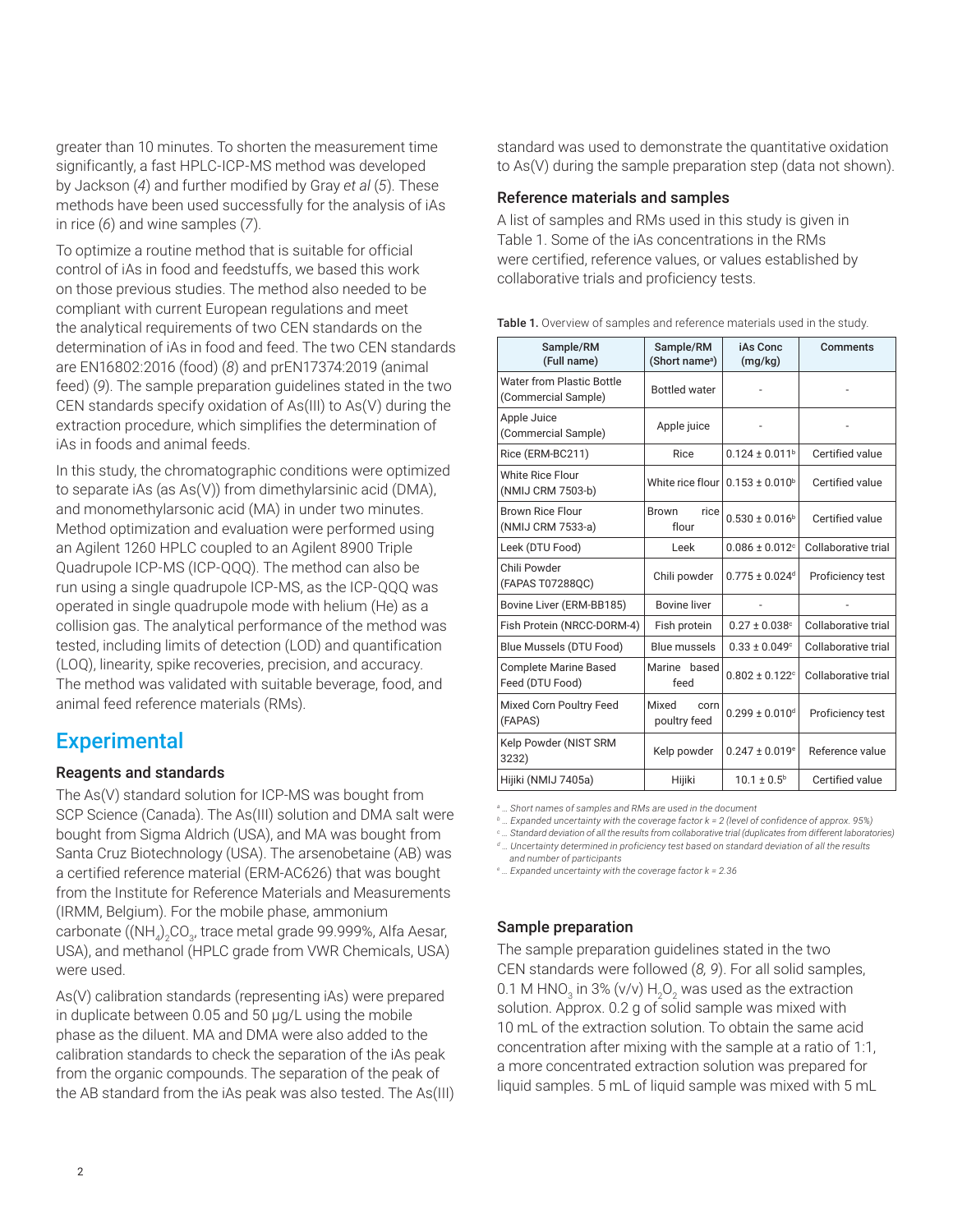greater than 10 minutes. To shorten the measurement time significantly, a fast HPLC-ICP-MS method was developed by Jackson (*4*) and further modified by Gray *et al* (*5*). These methods have been used successfully for the analysis of iAs in rice (*6*) and wine samples (*7*).

To optimize a routine method that is suitable for official control of iAs in food and feedstuffs, we based this work on those previous studies. The method also needed to be compliant with current European regulations and meet the analytical requirements of two CEN standards on the determination of iAs in food and feed. The two CEN standards are EN16802:2016 (food) (*8*) and prEN17374:2019 (animal feed) (*9*). The sample preparation guidelines stated in the two CEN standards specify oxidation of As(III) to As(V) during the extraction procedure, which simplifies the determination of iAs in foods and animal feeds.

In this study, the chromatographic conditions were optimized to separate iAs (as As(V)) from dimethylarsinic acid (DMA), and monomethylarsonic acid (MA) in under two minutes. Method optimization and evaluation were performed using an Agilent 1260 HPLC coupled to an Agilent 8900 Triple Quadrupole ICP-MS (ICP-QQQ). The method can also be run using a single quadrupole ICP-MS, as the ICP-QQQ was operated in single quadrupole mode with helium (He) as a collision gas. The analytical performance of the method was tested, including limits of detection (LOD) and quantification (LOQ), linearity, spike recoveries, precision, and accuracy. The method was validated with suitable beverage, food, and animal feed reference materials (RMs).

## Experimental

### Reagents and standards

The As(V) standard solution for ICP-MS was bought from SCP Science (Canada). The As(III) solution and DMA salt were bought from Sigma Aldrich (USA), and MA was bought from Santa Cruz Biotechnology (USA). The arsenobetaine (AB) was a certified reference material (ERM-AC626) that was bought from the Institute for Reference Materials and Measurements (IRMM, Belgium). For the mobile phase, ammonium carbonate ($(NH_4)_2CO_3$, trace metal grade 99.999%, Alfa Aesar, USA), and methanol (HPLC grade from VWR Chemicals, USA) were used.

As(V) calibration standards (representing iAs) were prepared in duplicate between 0.05 and 50 µg/L using the mobile phase as the diluent. MA and DMA were also added to the calibration standards to check the separation of the iAs peak from the organic compounds. The separation of the peak of the AB standard from the iAs peak was also tested. The As(III) standard was used to demonstrate the quantitative oxidation to As(V) during the sample preparation step (data not shown).

### Reference materials and samples

A list of samples and RMs used in this study is given in Table 1. Some of the iAs concentrations in the RMs were certified, reference values, or values established by collaborative trials and proficiency tests.

**Table 1.** Overview of samples and reference materials used in the study.

| Sample/RM (Full name) | Sample/RM (Short name[a]) | iAs Conc (mg/kg) | Comments |
|---|---|---|---|
| Water from Plastic Bottle (Commercial Sample) | Bottled water | - | - |
| Apple Juice (Commercial Sample) | Apple juice | - | - |
| Rice (ERM-BC211) | Rice | 0.124 ± 0.011[b] | Certified value |
| White Rice Flour (NMIJ CRM 7503-b) | White rice flour | 0.153 ± 0.010[b] | Certified value |
| Brown Rice Flour (NMIJ CRM 7533-a) | Brown rice flour | 0.530 ± 0.016[b] | Certified value |
| Leek (DTU Food) | Leek | 0.086 ± 0.012[c] | Collaborative trial |
| Chili Powder (FAPAS T07288QC) | Chili powder | 0.775 ± 0.024[d] | Proficiency test |
| Bovine Liver (ERM-BB185) | Bovine liver | - | - |
| Fish Protein (NRCC-DORM-4) | Fish protein | 0.27 ± 0.038[c] | Collaborative trial |
| Blue Mussels (DTU Food) | Blue mussels | 0.33 ± 0.049[c] | Collaborative trial |
| Complete Marine Based Feed (DTU Food) | Marine based feed | 0.802 ± 0.122[c] | Collaborative trial |
| Mixed Corn Poultry Feed (FAPAS) | Mixed corn poultry feed | 0.299 ± 0.010[d] | Proficiency test |
| Kelp Powder (NIST SRM 3232) | Kelp powder | 0.247 ± 0.019[e] | Reference value |
| Hijiki (NMIJ 7405a) | Hijiki | 10.1 ± 0.5[b] | Certified value |

*[a] … Short names of samples and RMs are used in the document*
*[b] … Expanded uncertainty with the coverage factor k = 2 (level of confidence of approx. 95%)*
*[c] … Standard deviation of all the results from collaborative trial (duplicates from different laboratories)*
*[d] … Uncertainty determined in proficiency test based on standard deviation of all the results and number of participants*
*[e] … Expanded uncertainty with the coverage factor k = 2.36*

### Sample preparation

The sample preparation guidelines stated in the two CEN standards were followed (*8, 9*). For all solid samples, 0.1 M $HNO_3$ in 3% (v/v) $H_2O_2$ was used as the extraction solution. Approx. 0.2 g of solid sample was mixed with 10 mL of the extraction solution. To obtain the same acid concentration after mixing with the sample at a ratio of 1:1, a more concentrated extraction solution was prepared for liquid samples. 5 mL of liquid sample was mixed with 5 mL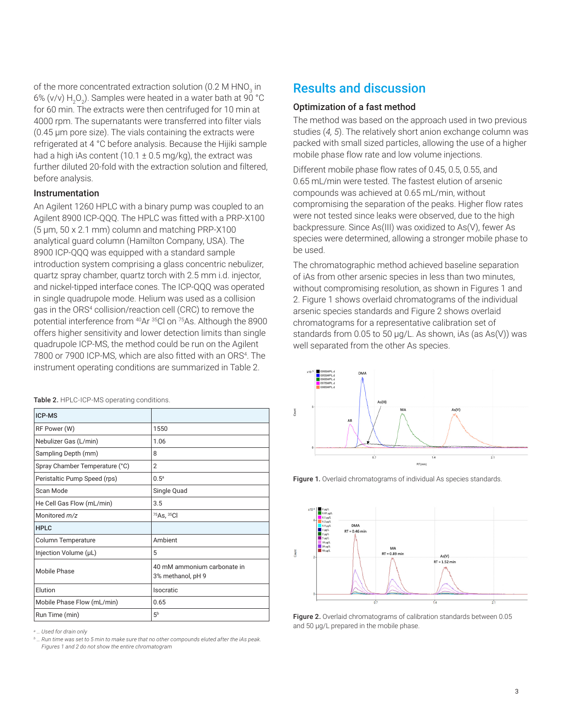of the more concentrated extraction solution (0.2 M $HNO_3$ in 6% (v/v) $H_2O_2$). Samples were heated in a water bath at 90 °C for 60 min. The extracts were then centrifuged for 10 min at 4000 rpm. The supernatants were transferred into filter vials (0.45 µm pore size). The vials containing the extracts were refrigerated at 4 °C before analysis. Because the Hijiki sample had a high iAs content (10.1 ± 0.5 mg/kg), the extract was further diluted 20-fold with the extraction solution and filtered, before analysis.

### Instrumentation

An Agilent 1260 HPLC with a binary pump was coupled to an Agilent 8900 ICP-QQQ. The HPLC was fitted with a PRP-X100 (5 µm, 50 x 2.1 mm) column and matching PRP-X100 analytical guard column (Hamilton Company, USA). The 8900 ICP-QQQ was equipped with a standard sample introduction system comprising a glass concentric nebulizer, quartz spray chamber, quartz torch with 2.5 mm i.d. injector, and nickel-tipped interface cones. The ICP-QQQ was operated in single quadrupole mode. Helium was used as a collision gas in the ORS[4] collision/reaction cell (CRC) to remove the potential interference from $^{40}Ar\,^{35}Cl$ on $^{75}As$. Although the 8900 offers higher sensitivity and lower detection limits than single quadrupole ICP-MS, the method could be run on the Agilent 7800 or 7900 ICP-MS, which are also fitted with an ORS[4]. The instrument operating conditions are summarized in Table 2.

**Table 2.** HPLC-ICP-MS operating conditions.

| ICP-MS | |
|---|---|
| RF Power (W) | 1550 |
| Nebulizer Gas (L/min) | 1.06 |
| Sampling Depth (mm) | 8 |
| Spray Chamber Temperature (°C) | 2 |
| Peristaltic Pump Speed (rps) | 0.5[a] |
| Scan Mode | Single Quad |
| He Cell Gas Flow (mL/min) | 3.5 |
| Monitored *m/z* | $^{75}As$, $^{35}Cl$ |
| **HPLC** | |
| Column Temperature | Ambient |
| Injection Volume (µL) | 5 |
| Mobile Phase | 40 mM ammonium carbonate in 3% methanol, pH 9 |
| Elution | Isocratic |
| Mobile Phase Flow (mL/min) | 0.65 |
| Run Time (min) | 5[b] |

[a] … Used for drain only

[b] … Run time was set to 5 min to make sure that no other compounds eluted after the iAs peak. Figures 1 and 2 do not show the entire chromatogram

## Results and discussion

### Optimization of a fast method

The method was based on the approach used in two previous studies (*4, 5*). The relatively short anion exchange column was packed with small sized particles, allowing the use of a higher mobile phase flow rate and low volume injections.

Different mobile phase flow rates of 0.45, 0.5, 0.55, and 0.65 mL/min were tested. The fastest elution of arsenic compounds was achieved at 0.65 mL/min, without compromising the separation of the peaks. Higher flow rates were not tested since leaks were observed, due to the high backpressure. Since As(III) was oxidized to As(V), fewer As species were determined, allowing a stronger mobile phase to be used.

The chromatographic method achieved baseline separation of iAs from other arsenic species in less than two minutes, without compromising resolution, as shown in Figures 1 and 2. Figure 1 shows overlaid chromatograms of the individual arsenic species standards and Figure 2 shows overlaid chromatograms for a representative calibration set of standards from 0.05 to 50 µg/L. As shown, iAs (as As(V)) was well separated from the other As species.

**Figure 1.** Overlaid chromatograms of individual As species standards.

**Figure 2.** Overlaid chromatograms of calibration standards between 0.05 and 50 µg/L prepared in the mobile phase.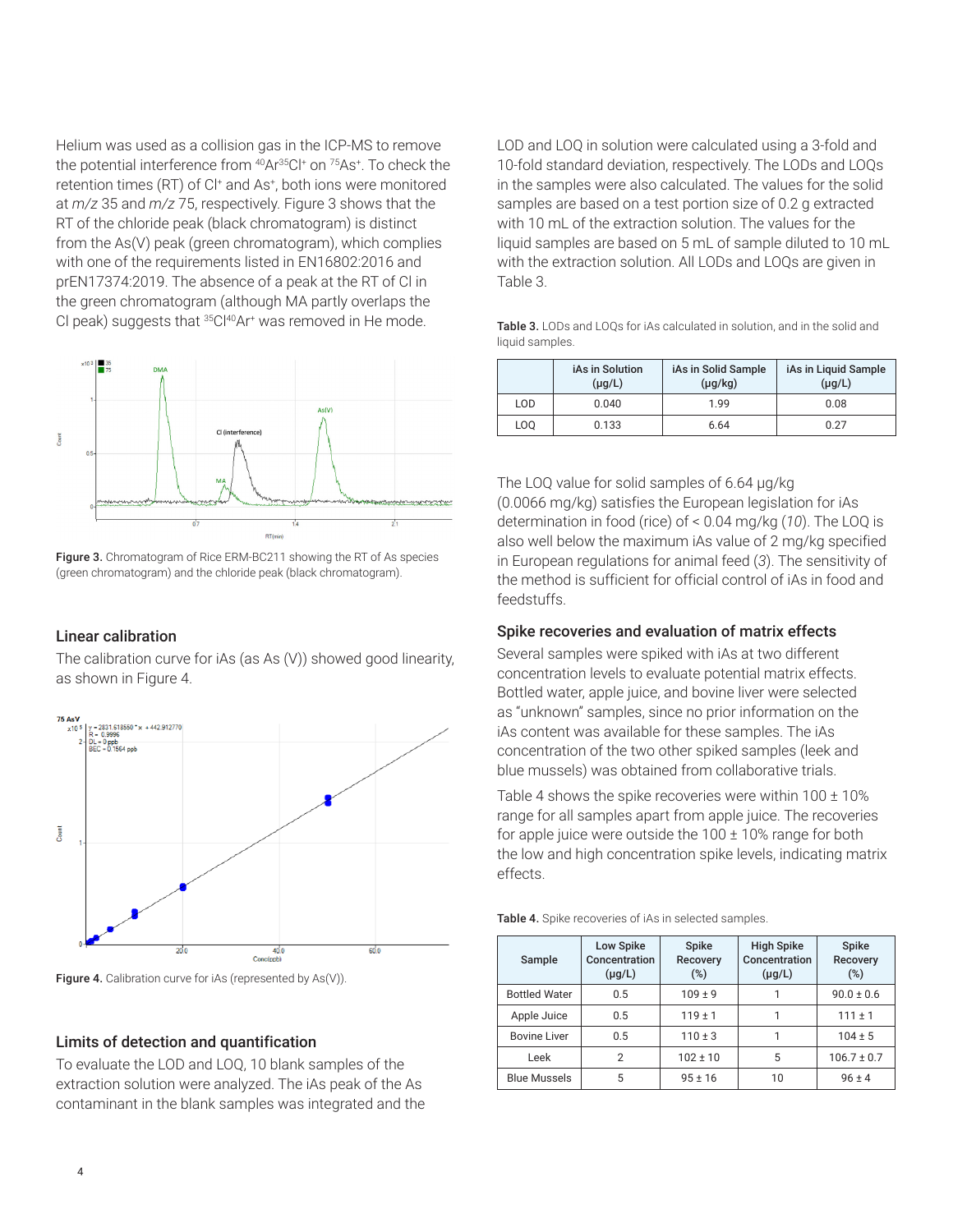Helium was used as a collision gas in the ICP-MS to remove the potential interference from $^{40}Ar^{35}Cl^{+}$ on $^{75}As^{+}$. To check the retention times (RT) of $Cl^{+}$ and $As^{+}$, both ions were monitored at *m/z* 35 and *m/z* 75, respectively. Figure 3 shows that the RT of the chloride peak (black chromatogram) is distinct from the As(V) peak (green chromatogram), which complies with one of the requirements listed in EN16802:2016 and prEN17374:2019. The absence of a peak at the RT of Cl in the green chromatogram (although MA partly overlaps the Cl peak) suggests that $^{35}Cl^{40}Ar^{+}$ was removed in He mode.

**Figure 3.** Chromatogram of Rice ERM-BC211 showing the RT of As species (green chromatogram) and the chloride peak (black chromatogram).

### Linear calibration

The calibration curve for iAs (as As (V)) showed good linearity, as shown in Figure 4.

**Figure 4.** Calibration curve for iAs (represented by As(V)).

### Limits of detection and quantification

To evaluate the LOD and LOQ, 10 blank samples of the extraction solution were analyzed. The iAs peak of the As contaminant in the blank samples was integrated and the LOD and LOQ in solution were calculated using a 3-fold and 10-fold standard deviation, respectively. The LODs and LOQs in the samples were also calculated. The values for the solid samples are based on a test portion size of 0.2 g extracted with 10 mL of the extraction solution. The values for the liquid samples are based on 5 mL of sample diluted to 10 mL with the extraction solution. All LODs and LOQs are given in Table 3.

**Table 3.** LODs and LOQs for iAs calculated in solution, and in the solid and liquid samples.

| | iAs in Solution (µg/L) | iAs in Solid Sample (µg/kg) | iAs in Liquid Sample (µg/L) |
|---|---|---|---|
| LOD | 0.040 | 1.99 | 0.08 |
| LOQ | 0.133 | 6.64 | 0.27 |

The LOQ value for solid samples of 6.64 µg/kg (0.0066 mg/kg) satisfies the European legislation for iAs determination in food (rice) of < 0.04 mg/kg (*10*). The LOQ is also well below the maximum iAs value of 2 mg/kg specified in European regulations for animal feed (*3*). The sensitivity of the method is sufficient for official control of iAs in food and feedstuffs.

### Spike recoveries and evaluation of matrix effects

Several samples were spiked with iAs at two different concentration levels to evaluate potential matrix effects. Bottled water, apple juice, and bovine liver were selected as "unknown" samples, since no prior information on the iAs content was available for these samples. The iAs concentration of the two other spiked samples (leek and blue mussels) was obtained from collaborative trials.

Table 4 shows the spike recoveries were within 100 ± 10% range for all samples apart from apple juice. The recoveries for apple juice were outside the 100 ± 10% range for both the low and high concentration spike levels, indicating matrix effects.

**Table 4.** Spike recoveries of iAs in selected samples.

| Sample | Low Spike Concentration (µg/L) | Spike Recovery (%) | High Spike Concentration (µg/L) | Spike Recovery (%) |
|---|---|---|---|---|
| Bottled Water | 0.5 | 109 ± 9 | 1 | 90.0 ± 0.6 |
| Apple Juice | 0.5 | 119 ± 1 | 1 | 111 ± 1 |
| Bovine Liver | 0.5 | 110 ± 3 | 1 | 104 ± 5 |
| Leek | 2 | 102 ± 10 | 5 | 106.7 ± 0.7 |
| Blue Mussels | 5 | 95 ± 16 | 10 | 96 ± 4 |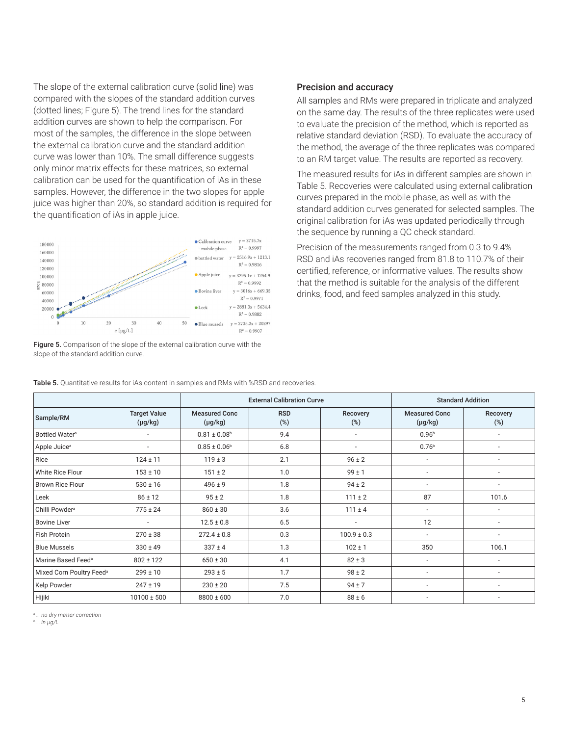The slope of the external calibration curve (solid line) was compared with the slopes of the standard addition curves (dotted lines; Figure 5). The trend lines for the standard addition curves are shown to help the comparison. For most of the samples, the difference in the slope between the external calibration curve and the standard addition curve was lower than 10%. The small difference suggests only minor matrix effects for these matrices, so external calibration can be used for the quantification of iAs in these samples. However, the difference in the two slopes for apple juice was higher than 20%, so standard addition is required for the quantification of iAs in apple juice.

**Figure 5.** Comparison of the slope of the external calibration curve with the slope of the standard addition curve.

## Precision and accuracy

All samples and RMs were prepared in triplicate and analyzed on the same day. The results of the three replicates were used to evaluate the precision of the method, which is reported as relative standard deviation (RSD). To evaluate the accuracy of the method, the average of the three replicates was compared to an RM target value. The results are reported as recovery.

The measured results for iAs in different samples are shown in Table 5. Recoveries were calculated using external calibration curves prepared in the mobile phase, as well as with the standard addition curves generated for selected samples. The original calibration for iAs was updated periodically through the sequence by running a QC check standard.

Precision of the measurements ranged from 0.3 to 9.4% RSD and iAs recoveries ranged from 81.8 to 110.7% of their certified, reference, or informative values. The results show that the method is suitable for the analysis of the different drinks, food, and feed samples analyzed in this study.

**Table 5.** Quantitative results for iAs content in samples and RMs with %RSD and recoveries.

| | | External Calibration Curve | | | Standard Addition | |
|---|---|---|---|---|---|---|
| Sample/RM | Target Value (µg/kg) | Measured Conc (µg/kg) | RSD (%) | Recovery (%) | Measured Conc (µg/kg) | Recovery (%) |
| Bottled Water[a] | - | 0.81 ± 0.08[b] | 9.4 | - | 0.96[b] | - |
| Apple Juice[a] | - | 0.85 ± 0.06[b] | 6.8 | - | 0.76[b] | - |
| Rice | 124 ± 11 | 119 ± 3 | 2.1 | 96 ± 2 | - | - |
| White Rice Flour | 153 ± 10 | 151 ± 2 | 1.0 | 99 ± 1 | - | - |
| Brown Rice Flour | 530 ± 16 | 496 ± 9 | 1.8 | 94 ± 2 | - | - |
| Leek | 86 ± 12 | 95 ± 2 | 1.8 | 111 ± 2 | 87 | 101.6 |
| Chilli Powder[a] | 775 ± 24 | 860 ± 30 | 3.6 | 111 ± 4 | - | - |
| Bovine Liver | - | 12.5 ± 0.8 | 6.5 | - | 12 | - |
| Fish Protein | 270 ± 38 | 272.4 ± 0.8 | 0.3 | 100.9 ± 0.3 | - | - |
| Blue Mussels | 330 ± 49 | 337 ± 4 | 1.3 | 102 ± 1 | 350 | 106.1 |
| Marine Based Feed[a] | 802 ± 122 | 650 ± 30 | 4.1 | 82 ± 3 | - | - |
| Mixed Corn Poultry Feed[a] | 299 ± 10 | 293 ± 5 | 1.7 | 98 ± 2 | - | - |
| Kelp Powder | 247 ± 19 | 230 ± 20 | 7.5 | 94 ± 7 | - | - |
| Hijiki | 10100 ± 500 | 8800 ± 600 | 7.0 | 88 ± 6 | - | - |

[a] … *no dry matter correction*
[b] … *in µg/L*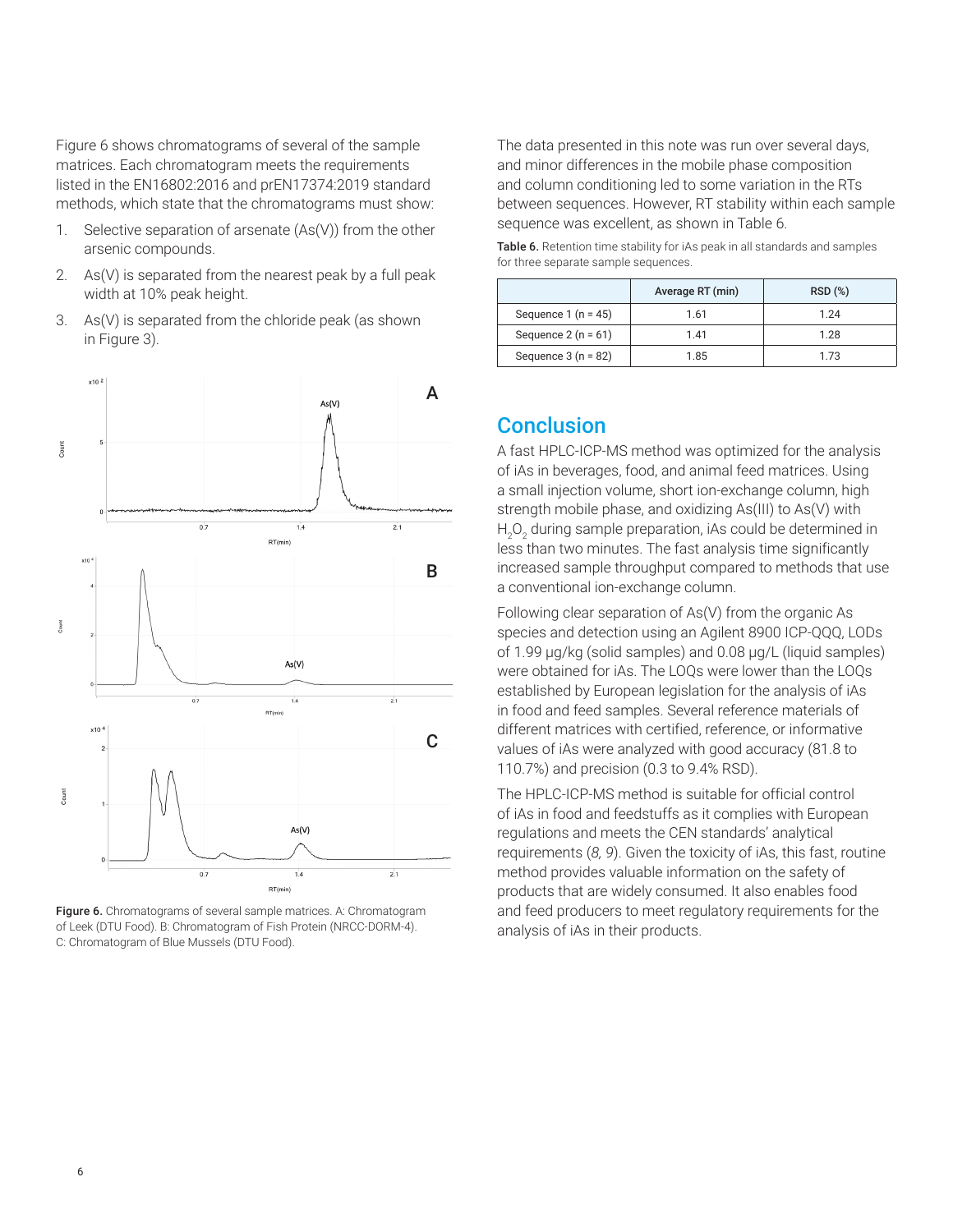Figure 6 shows chromatograms of several of the sample matrices. Each chromatogram meets the requirements listed in the EN16802:2016 and prEN17374:2019 standard methods, which state that the chromatograms must show:

1. Selective separation of arsenate (As(V)) from the other arsenic compounds.
2. As(V) is separated from the nearest peak by a full peak width at 10% peak height.
3. As(V) is separated from the chloride peak (as shown in Figure 3).

**Figure 6.** Chromatograms of several sample matrices. A: Chromatogram of Leek (DTU Food). B: Chromatogram of Fish Protein (NRCC-DORM-4). C: Chromatogram of Blue Mussels (DTU Food).

The data presented in this note was run over several days, and minor differences in the mobile phase composition and column conditioning led to some variation in the RTs between sequences. However, RT stability within each sample sequence was excellent, as shown in Table 6.

**Table 6.** Retention time stability for iAs peak in all standards and samples for three separate sample sequences.

| | Average RT (min) | RSD (%) |
|---|---|---|
| Sequence 1 (n = 45) | 1.61 | 1.24 |
| Sequence 2 (n = 61) | 1.41 | 1.28 |
| Sequence 3 (n = 82) | 1.85 | 1.73 |

## Conclusion

A fast HPLC-ICP-MS method was optimized for the analysis of iAs in beverages, food, and animal feed matrices. Using a small injection volume, short ion-exchange column, high strength mobile phase, and oxidizing As(III) to As(V) with $H_2O_2$ during sample preparation, iAs could be determined in less than two minutes. The fast analysis time significantly increased sample throughput compared to methods that use a conventional ion-exchange column.

Following clear separation of As(V) from the organic As species and detection using an Agilent 8900 ICP-QQQ, LODs of 1.99 µg/kg (solid samples) and 0.08 µg/L (liquid samples) were obtained for iAs. The LOQs were lower than the LOQs established by European legislation for the analysis of iAs in food and feed samples. Several reference materials of different matrices with certified, reference, or informative values of iAs were analyzed with good accuracy (81.8 to 110.7%) and precision (0.3 to 9.4% RSD).

The HPLC-ICP-MS method is suitable for official control of iAs in food and feedstuffs as it complies with European regulations and meets the CEN standards' analytical requirements (*8, 9*). Given the toxicity of iAs, this fast, routine method provides valuable information on the safety of products that are widely consumed. It also enables food and feed producers to meet regulatory requirements for the analysis of iAs in their products.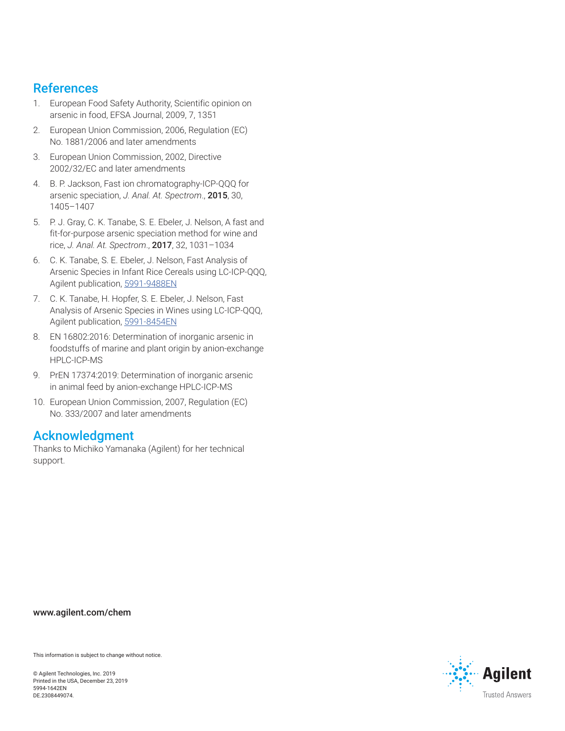## References

1. European Food Safety Authority, Scientific opinion on arsenic in food, EFSA Journal, 2009, 7, 1351
2. European Union Commission, 2006, Regulation (EC) No. 1881/2006 and later amendments
3. European Union Commission, 2002, Directive 2002/32/EC and later amendments
4. B. P. Jackson, Fast ion chromatography-ICP-QQQ for arsenic speciation, *J. Anal. At. Spectrom.*, **2015**, 30, 1405–1407
5. P. J. Gray, C. K. Tanabe, S. E. Ebeler, J. Nelson, A fast and fit-for-purpose arsenic speciation method for wine and rice, *J. Anal. At. Spectrom.*, **2017**, 32, 1031–1034
6. C. K. Tanabe, S. E. Ebeler, J. Nelson, Fast Analysis of Arsenic Species in Infant Rice Cereals using LC-ICP-QQQ, Agilent publication, 5991-9488EN
7. C. K. Tanabe, H. Hopfer, S. E. Ebeler, J. Nelson, Fast Analysis of Arsenic Species in Wines using LC-ICP-QQQ, Agilent publication, 5991-8454EN
8. EN 16802:2016: Determination of inorganic arsenic in foodstuffs of marine and plant origin by anion-exchange HPLC-ICP-MS
9. PrEN 17374:2019: Determination of inorganic arsenic in animal feed by anion-exchange HPLC-ICP-MS
10. European Union Commission, 2007, Regulation (EC) No. 333/2007 and later amendments

## Acknowledgment

Thanks to Michiko Yamanaka (Agilent) for her technical support.

**www.agilent.com/chem**

This information is subject to change without notice.

© Agilent Technologies, Inc. 2019
Printed in the USA, December 23, 2019
5994-1642EN
DE.2308449074.

Agilent
Trusted Answers